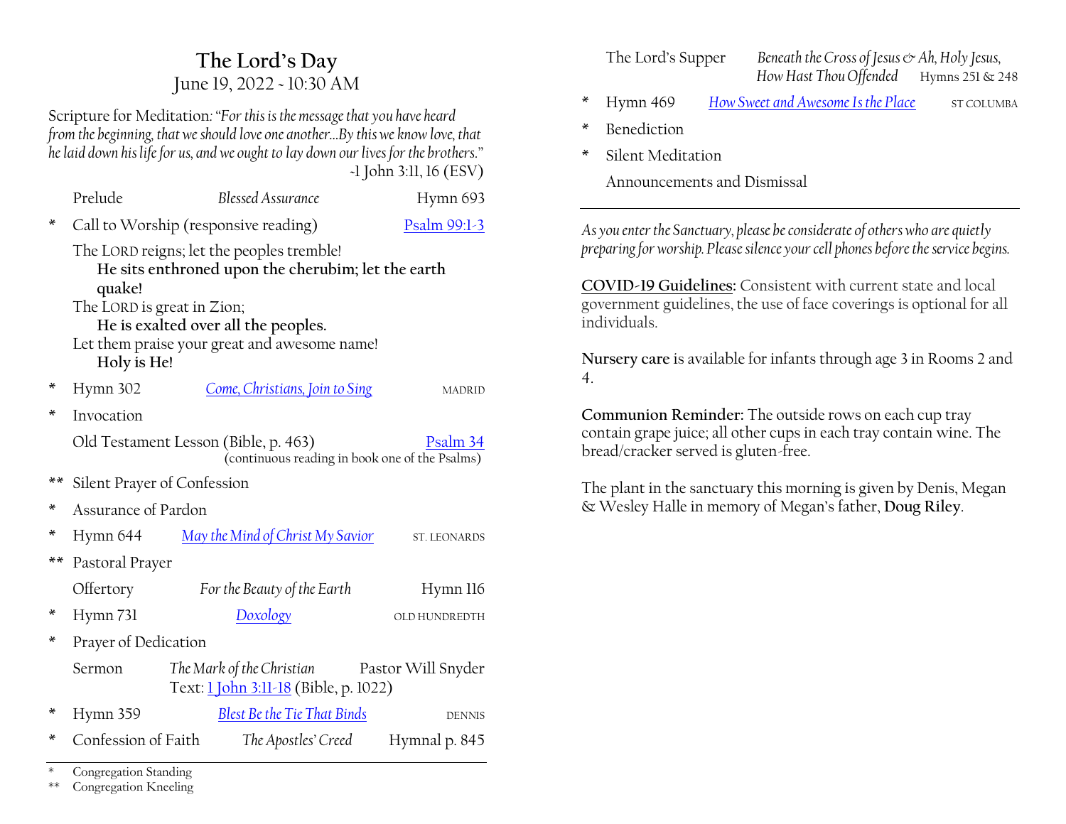# The Lord's Day
June 19, 2022 ~ 10:30 AM

Scripture for Meditation: "*For this is the message that you have heard from the beginning, that we should love one another…By this we know love, that he laid down his life for us, and we ought to lay down our lives for the brothers.*"
~1 John 3:11, 16 (ESV)

Prelude — *Blessed Assurance* — Hymn 693

\* Call to Worship (responsive reading) — Psalm 99:1-3

The LORD reigns; let the peoples tremble!
**He sits enthroned upon the cherubim; let the earth quake!**
The LORD is great in Zion;
**He is exalted over all the peoples.**
Let them praise your great and awesome name!
**Holy is He!**

\* Hymn 302 — *Come, Christians, Join to Sing* — MADRID

\* Invocation

Old Testament Lesson (Bible, p. 463) — Psalm 34
(continuous reading in book one of the Psalms)

\*\* Silent Prayer of Confession

\* Assurance of Pardon

\* Hymn 644 — *May the Mind of Christ My Savior* — ST. LEONARDS

\*\* Pastoral Prayer

Offertory — *For the Beauty of the Earth* — Hymn 116

\* Hymn 731 — *Doxology* — OLD HUNDREDTH

\* Prayer of Dedication

Sermon — *The Mark of the Christian* — Pastor Will Snyder
Text: 1 John 3:11-18 (Bible, p. 1022)

\* Hymn 359 — *Blest Be the Tie That Binds* — DENNIS

\* Confession of Faith — *The Apostles' Creed* — Hymnal p. 845

\* Congregation Standing
\*\* Congregation Kneeling

The Lord's Supper — *Beneath the Cross of Jesus & Ah, Holy Jesus, How Hast Thou Offended* — Hymns 251 & 248

\* Hymn 469 — *How Sweet and Awesome Is the Place* — ST COLUMBA

\* Benediction

\* Silent Meditation

Announcements and Dismissal

---

*As you enter the Sanctuary, please be considerate of others who are quietly preparing for worship. Please silence your cell phones before the service begins.*

**COVID-19 Guidelines:** Consistent with current state and local government guidelines, the use of face coverings is optional for all individuals.

**Nursery care** is available for infants through age 3 in Rooms 2 and 4.

**Communion Reminder:** The outside rows on each cup tray contain grape juice; all other cups in each tray contain wine. The bread/cracker served is gluten-free.

The plant in the sanctuary this morning is given by Denis, Megan & Wesley Halle in memory of Megan's father, **Doug Riley**.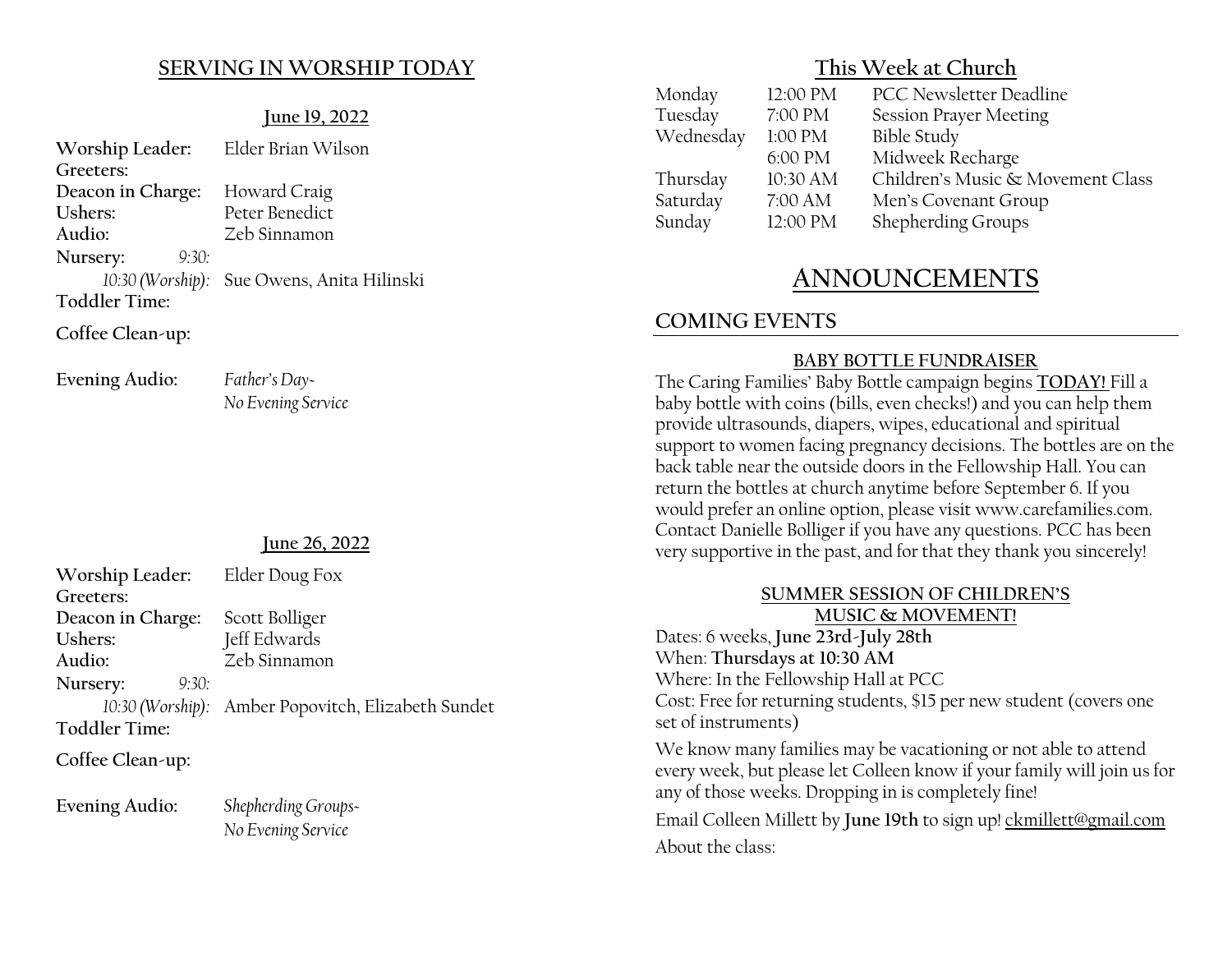## SERVING IN WORSHIP TODAY

**June 19, 2022**

| | |
|---|---|
| **Worship Leader:** | Elder Brian Wilson |
| **Greeters:** | |
| **Deacon in Charge:** | Howard Craig |
| **Ushers:** | Peter Benedict |
| **Audio:** | Zeb Sinnamon |
| **Nursery:** *9:30:* | |
| *10:30 (Worship):* | Sue Owens, Anita Hilinski |
| **Toddler Time:** | |
| **Coffee Clean-up:** | |
| **Evening Audio:** | *Father's Day- No Evening Service* |

**June 26, 2022**

| | |
|---|---|
| **Worship Leader:** | Elder Doug Fox |
| **Greeters:** | |
| **Deacon in Charge:** | Scott Bolliger |
| **Ushers:** | Jeff Edwards |
| **Audio:** | Zeb Sinnamon |
| **Nursery:** *9:30:* | |
| *10:30 (Worship):* | Amber Popovitch, Elizabeth Sundet |
| **Toddler Time:** | |
| **Coffee Clean-up:** | |
| **Evening Audio:** | *Shepherding Groups- No Evening Service* |

## This Week at Church

| | | |
|---|---|---|
| Monday | 12:00 PM | PCC Newsletter Deadline |
| Tuesday | 7:00 PM | Session Prayer Meeting |
| Wednesday | 1:00 PM | Bible Study |
| | 6:00 PM | Midweek Recharge |
| Thursday | 10:30 AM | Children's Music & Movement Class |
| Saturday | 7:00 AM | Men's Covenant Group |
| Sunday | 12:00 PM | Shepherding Groups |

# ANNOUNCEMENTS

## COMING EVENTS

### BABY BOTTLE FUNDRAISER

The Caring Families' Baby Bottle campaign begins **TODAY!** Fill a baby bottle with coins (bills, even checks!) and you can help them provide ultrasounds, diapers, wipes, educational and spiritual support to women facing pregnancy decisions. The bottles are on the back table near the outside doors in the Fellowship Hall. You can return the bottles at church anytime before September 6. If you would prefer an online option, please visit www.carefamilies.com. Contact Danielle Bolliger if you have any questions. PCC has been very supportive in the past, and for that they thank you sincerely!

### SUMMER SESSION OF CHILDREN'S MUSIC & MOVEMENT!

Dates: 6 weeks, **June 23rd-July 28th**
When: **Thursdays at 10:30 AM**
Where: In the Fellowship Hall at PCC
Cost: Free for returning students, $15 per new student (covers one set of instruments)

We know many families may be vacationing or not able to attend every week, but please let Colleen know if your family will join us for any of those weeks. Dropping in is completely fine!

Email Colleen Millett by **June 19th** to sign up! ckmillett@gmail.com

About the class: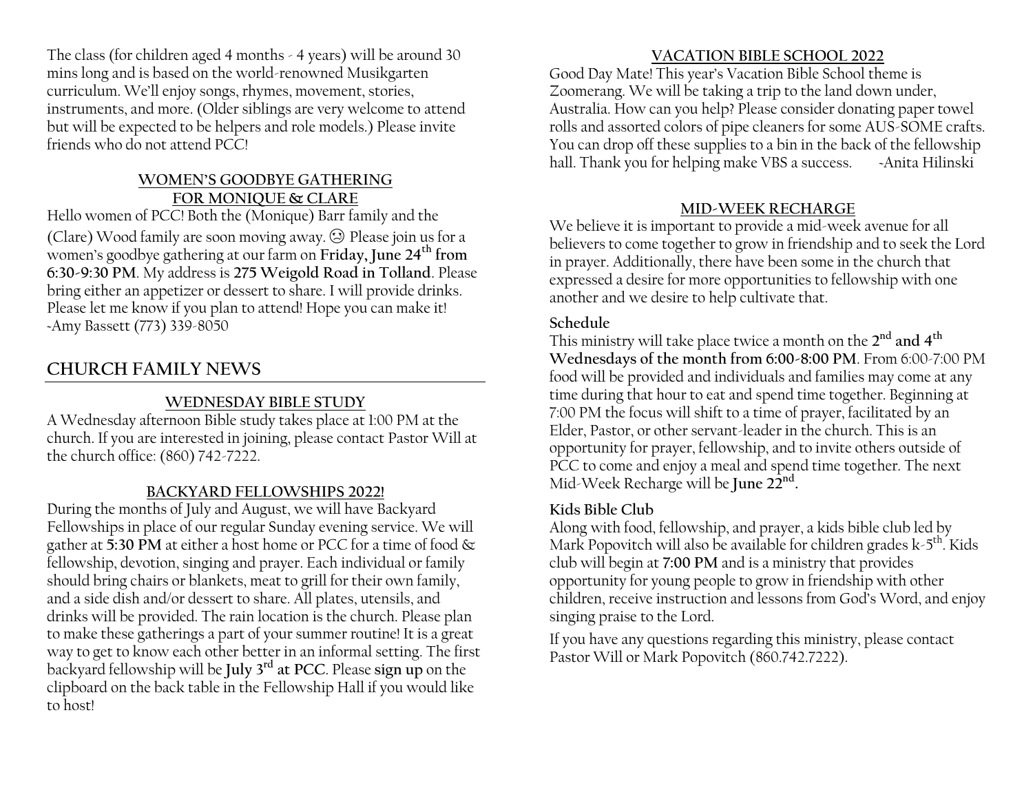The class (for children aged 4 months - 4 years) will be around 30 mins long and is based on the world-renowned Musikgarten curriculum. We'll enjoy songs, rhymes, movement, stories, instruments, and more. (Older siblings are very welcome to attend but will be expected to be helpers and role models.) Please invite friends who do not attend PCC!

### WOMEN'S GOODBYE GATHERING FOR MONIQUE & CLARE

Hello women of PCC! Both the (Monique) Barr family and the (Clare) Wood family are soon moving away. ☹ Please join us for a women's goodbye gathering at our farm on **Friday, June 24th from 6:30-9:30 PM**. My address is **275 Weigold Road in Tolland**. Please bring either an appetizer or dessert to share. I will provide drinks. Please let me know if you plan to attend! Hope you can make it! -Amy Bassett (773) 339-8050

## CHURCH FAMILY NEWS

### WEDNESDAY BIBLE STUDY

A Wednesday afternoon Bible study takes place at 1:00 PM at the church. If you are interested in joining, please contact Pastor Will at the church office: (860) 742-7222.

### BACKYARD FELLOWSHIPS 2022!

During the months of July and August, we will have Backyard Fellowships in place of our regular Sunday evening service. We will gather at **5:30 PM** at either a host home or PCC for a time of food & fellowship, devotion, singing and prayer. Each individual or family should bring chairs or blankets, meat to grill for their own family, and a side dish and/or dessert to share. All plates, utensils, and drinks will be provided. The rain location is the church. Please plan to make these gatherings a part of your summer routine! It is a great way to get to know each other better in an informal setting. The first backyard fellowship will be **July 3rd at PCC**. Please **sign up** on the clipboard on the back table in the Fellowship Hall if you would like to host!

### VACATION BIBLE SCHOOL 2022

Good Day Mate! This year's Vacation Bible School theme is Zoomerang. We will be taking a trip to the land down under, Australia. How can you help? Please consider donating paper towel rolls and assorted colors of pipe cleaners for some AUS-SOME crafts. You can drop off these supplies to a bin in the back of the fellowship hall. Thank you for helping make VBS a success. -Anita Hilinski

### MID-WEEK RECHARGE

We believe it is important to provide a mid-week avenue for all believers to come together to grow in friendship and to seek the Lord in prayer. Additionally, there have been some in the church that expressed a desire for more opportunities to fellowship with one another and we desire to help cultivate that.

**Schedule**

This ministry will take place twice a month on the **2nd and 4th Wednesdays of the month from 6:00-8:00 PM**. From 6:00-7:00 PM food will be provided and individuals and families may come at any time during that hour to eat and spend time together. Beginning at 7:00 PM the focus will shift to a time of prayer, facilitated by an Elder, Pastor, or other servant-leader in the church. This is an opportunity for prayer, fellowship, and to invite others outside of PCC to come and enjoy a meal and spend time together. The next Mid-Week Recharge will be **June 22nd.**

**Kids Bible Club**

Along with food, fellowship, and prayer, a kids bible club led by Mark Popovitch will also be available for children grades k-5th. Kids club will begin at **7:00 PM** and is a ministry that provides opportunity for young people to grow in friendship with other children, receive instruction and lessons from God's Word, and enjoy singing praise to the Lord.

If you have any questions regarding this ministry, please contact Pastor Will or Mark Popovitch (860.742.7222).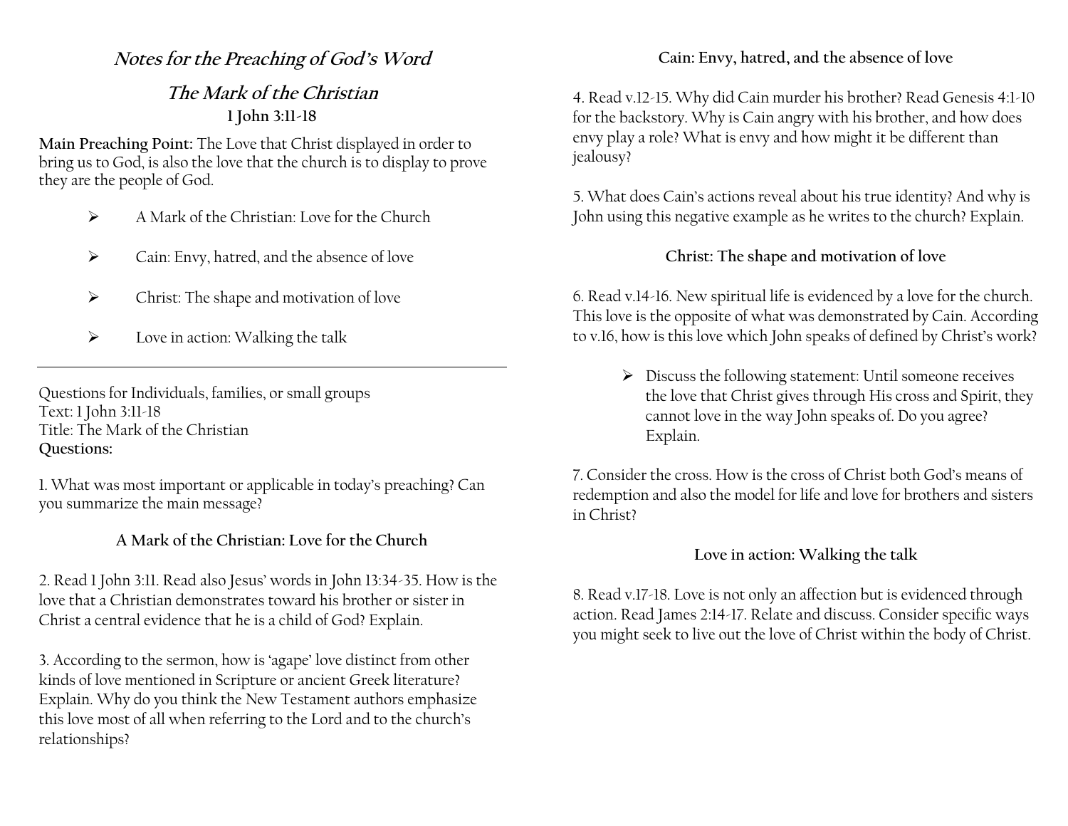# *Notes for the Preaching of God's Word*

## *The Mark of the Christian*

**1 John 3:11-18**

**Main Preaching Point:** The Love that Christ displayed in order to bring us to God, is also the love that the church is to display to prove they are the people of God.

- A Mark of the Christian: Love for the Church
- Cain: Envy, hatred, and the absence of love
- Christ: The shape and motivation of love
- Love in action: Walking the talk

---

Questions for Individuals, families, or small groups
Text: 1 John 3:11-18
Title: The Mark of the Christian
**Questions:**

1. What was most important or applicable in today's preaching? Can you summarize the main message?

### A Mark of the Christian: Love for the Church

2. Read 1 John 3:11. Read also Jesus' words in John 13:34-35. How is the love that a Christian demonstrates toward his brother or sister in Christ a central evidence that he is a child of God? Explain.

3. According to the sermon, how is 'agape' love distinct from other kinds of love mentioned in Scripture or ancient Greek literature? Explain. Why do you think the New Testament authors emphasize this love most of all when referring to the Lord and to the church's relationships?

### Cain: Envy, hatred, and the absence of love

4. Read v.12-15. Why did Cain murder his brother? Read Genesis 4:1-10 for the backstory. Why is Cain angry with his brother, and how does envy play a role? What is envy and how might it be different than jealousy?

5. What does Cain's actions reveal about his true identity? And why is John using this negative example as he writes to the church? Explain.

### Christ: The shape and motivation of love

6. Read v.14-16. New spiritual life is evidenced by a love for the church. This love is the opposite of what was demonstrated by Cain. According to v.16, how is this love which John speaks of defined by Christ's work?

- Discuss the following statement: Until someone receives the love that Christ gives through His cross and Spirit, they cannot love in the way John speaks of. Do you agree? Explain.

7. Consider the cross. How is the cross of Christ both God's means of redemption and also the model for life and love for brothers and sisters in Christ?

### Love in action: Walking the talk

8. Read v.17-18. Love is not only an affection but is evidenced through action. Read James 2:14-17. Relate and discuss. Consider specific ways you might seek to live out the love of Christ within the body of Christ.